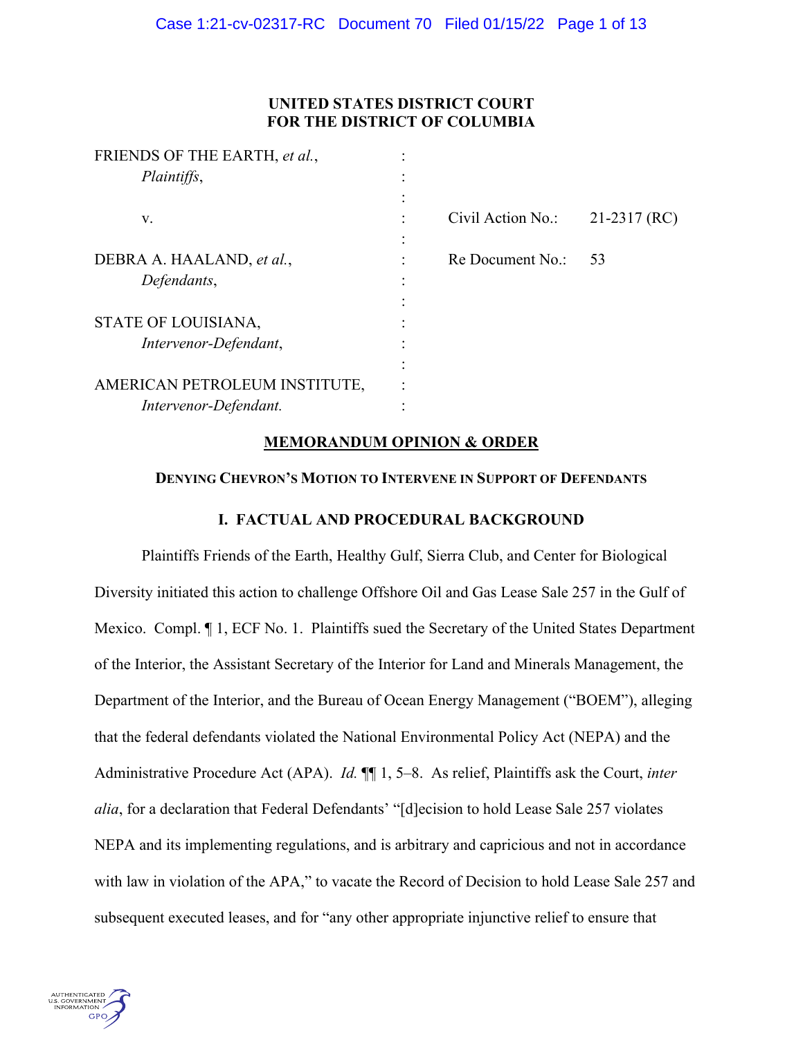**UNITED STATES DISTRICT COURT**
**FOR THE DISTRICT OF COLUMBIA**

| | | | |
|---|---|---|---|
| FRIENDS OF THE EARTH, *et al.*, | : | | |
| *Plaintiffs*, | : | | |
| | : | | |
| v. | : | Civil Action No.: | 21-2317 (RC) |
| | : | | |
| DEBRA A. HAALAND, *et al.*, | : | Re Document No.: | 53 |
| *Defendants*, | : | | |
| | : | | |
| STATE OF LOUISIANA, | : | | |
| *Intervenor-Defendant*, | : | | |
| | : | | |
| AMERICAN PETROLEUM INSTITUTE, | : | | |
| *Intervenor-Defendant.* | : | | |

## MEMORANDUM OPINION & ORDER

### DENYING CHEVRON'S MOTION TO INTERVENE IN SUPPORT OF DEFENDANTS

### I. FACTUAL AND PROCEDURAL BACKGROUND

Plaintiffs Friends of the Earth, Healthy Gulf, Sierra Club, and Center for Biological Diversity initiated this action to challenge Offshore Oil and Gas Lease Sale 257 in the Gulf of Mexico. Compl. ¶ 1, ECF No. 1. Plaintiffs sued the Secretary of the United States Department of the Interior, the Assistant Secretary of the Interior for Land and Minerals Management, the Department of the Interior, and the Bureau of Ocean Energy Management ("BOEM"), alleging that the federal defendants violated the National Environmental Policy Act (NEPA) and the Administrative Procedure Act (APA). *Id.* ¶¶ 1, 5–8. As relief, Plaintiffs ask the Court, *inter alia*, for a declaration that Federal Defendants' "[d]ecision to hold Lease Sale 257 violates NEPA and its implementing regulations, and is arbitrary and capricious and not in accordance with law in violation of the APA," to vacate the Record of Decision to hold Lease Sale 257 and subsequent executed leases, and for "any other appropriate injunctive relief to ensure that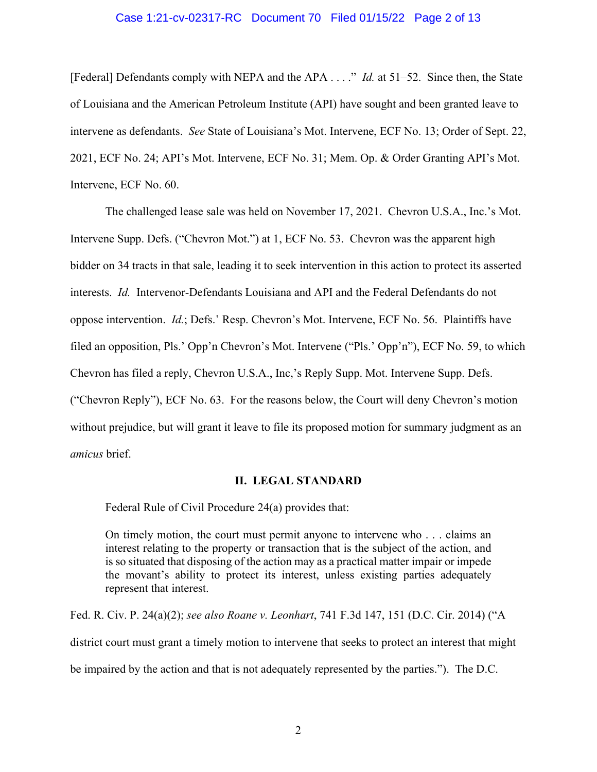[Federal] Defendants comply with NEPA and the APA . . . ." *Id.* at 51–52. Since then, the State of Louisiana and the American Petroleum Institute (API) have sought and been granted leave to intervene as defendants. *See* State of Louisiana's Mot. Intervene, ECF No. 13; Order of Sept. 22, 2021, ECF No. 24; API's Mot. Intervene, ECF No. 31; Mem. Op. & Order Granting API's Mot. Intervene, ECF No. 60.

The challenged lease sale was held on November 17, 2021. Chevron U.S.A., Inc.'s Mot. Intervene Supp. Defs. ("Chevron Mot.") at 1, ECF No. 53. Chevron was the apparent high bidder on 34 tracts in that sale, leading it to seek intervention in this action to protect its asserted interests. *Id.* Intervenor-Defendants Louisiana and API and the Federal Defendants do not oppose intervention. *Id.*; Defs.' Resp. Chevron's Mot. Intervene, ECF No. 56. Plaintiffs have filed an opposition, Pls.' Opp'n Chevron's Mot. Intervene ("Pls.' Opp'n"), ECF No. 59, to which Chevron has filed a reply, Chevron U.S.A., Inc,'s Reply Supp. Mot. Intervene Supp. Defs. ("Chevron Reply"), ECF No. 63. For the reasons below, the Court will deny Chevron's motion without prejudice, but will grant it leave to file its proposed motion for summary judgment as an *amicus* brief.

## II. LEGAL STANDARD

Federal Rule of Civil Procedure 24(a) provides that:

> On timely motion, the court must permit anyone to intervene who . . . claims an interest relating to the property or transaction that is the subject of the action, and is so situated that disposing of the action may as a practical matter impair or impede the movant's ability to protect its interest, unless existing parties adequately represent that interest.

Fed. R. Civ. P. 24(a)(2); *see also Roane v. Leonhart*, 741 F.3d 147, 151 (D.C. Cir. 2014) ("A district court must grant a timely motion to intervene that seeks to protect an interest that might be impaired by the action and that is not adequately represented by the parties."). The D.C.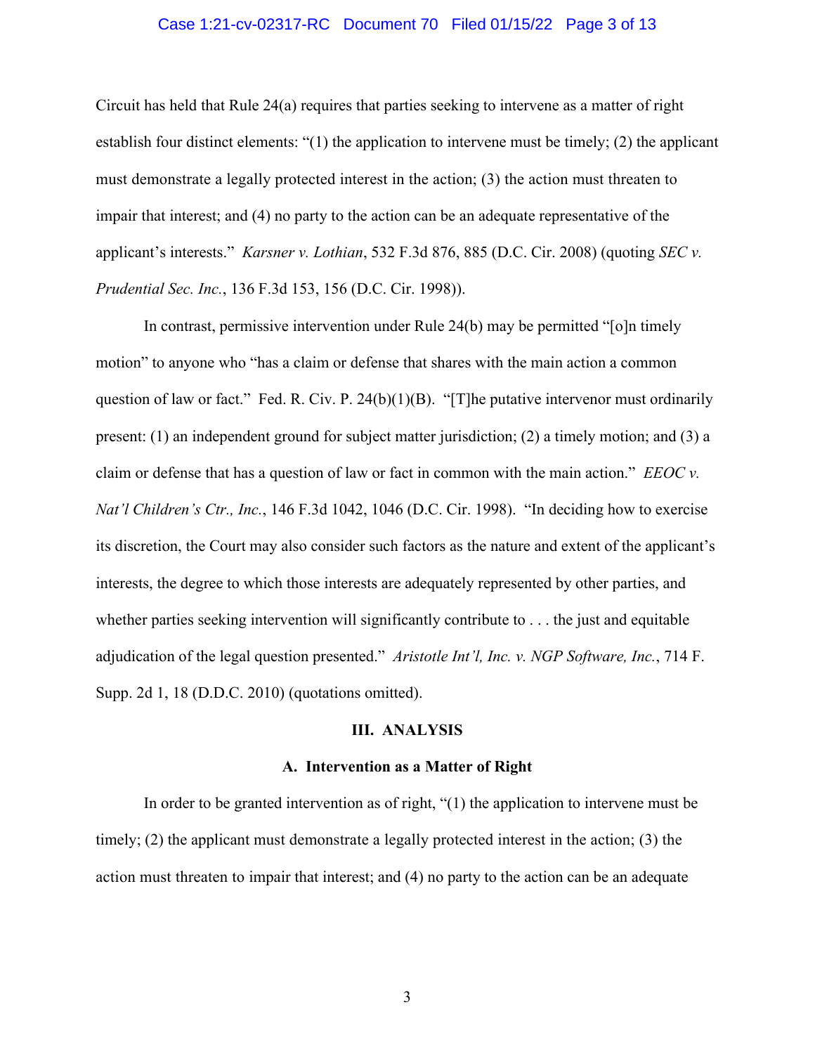Circuit has held that Rule 24(a) requires that parties seeking to intervene as a matter of right establish four distinct elements: "(1) the application to intervene must be timely; (2) the applicant must demonstrate a legally protected interest in the action; (3) the action must threaten to impair that interest; and (4) no party to the action can be an adequate representative of the applicant's interests." *Karsner v. Lothian*, 532 F.3d 876, 885 (D.C. Cir. 2008) (quoting *SEC v. Prudential Sec. Inc.*, 136 F.3d 153, 156 (D.C. Cir. 1998)).

In contrast, permissive intervention under Rule 24(b) may be permitted "[o]n timely motion" to anyone who "has a claim or defense that shares with the main action a common question of law or fact." Fed. R. Civ. P. 24(b)(1)(B). "[T]he putative intervenor must ordinarily present: (1) an independent ground for subject matter jurisdiction; (2) a timely motion; and (3) a claim or defense that has a question of law or fact in common with the main action." *EEOC v. Nat'l Children's Ctr., Inc.*, 146 F.3d 1042, 1046 (D.C. Cir. 1998). "In deciding how to exercise its discretion, the Court may also consider such factors as the nature and extent of the applicant's interests, the degree to which those interests are adequately represented by other parties, and whether parties seeking intervention will significantly contribute to . . . the just and equitable adjudication of the legal question presented." *Aristotle Int'l, Inc. v. NGP Software, Inc.*, 714 F. Supp. 2d 1, 18 (D.D.C. 2010) (quotations omitted).

## III. ANALYSIS

### A. Intervention as a Matter of Right

In order to be granted intervention as of right, "(1) the application to intervene must be timely; (2) the applicant must demonstrate a legally protected interest in the action; (3) the action must threaten to impair that interest; and (4) no party to the action can be an adequate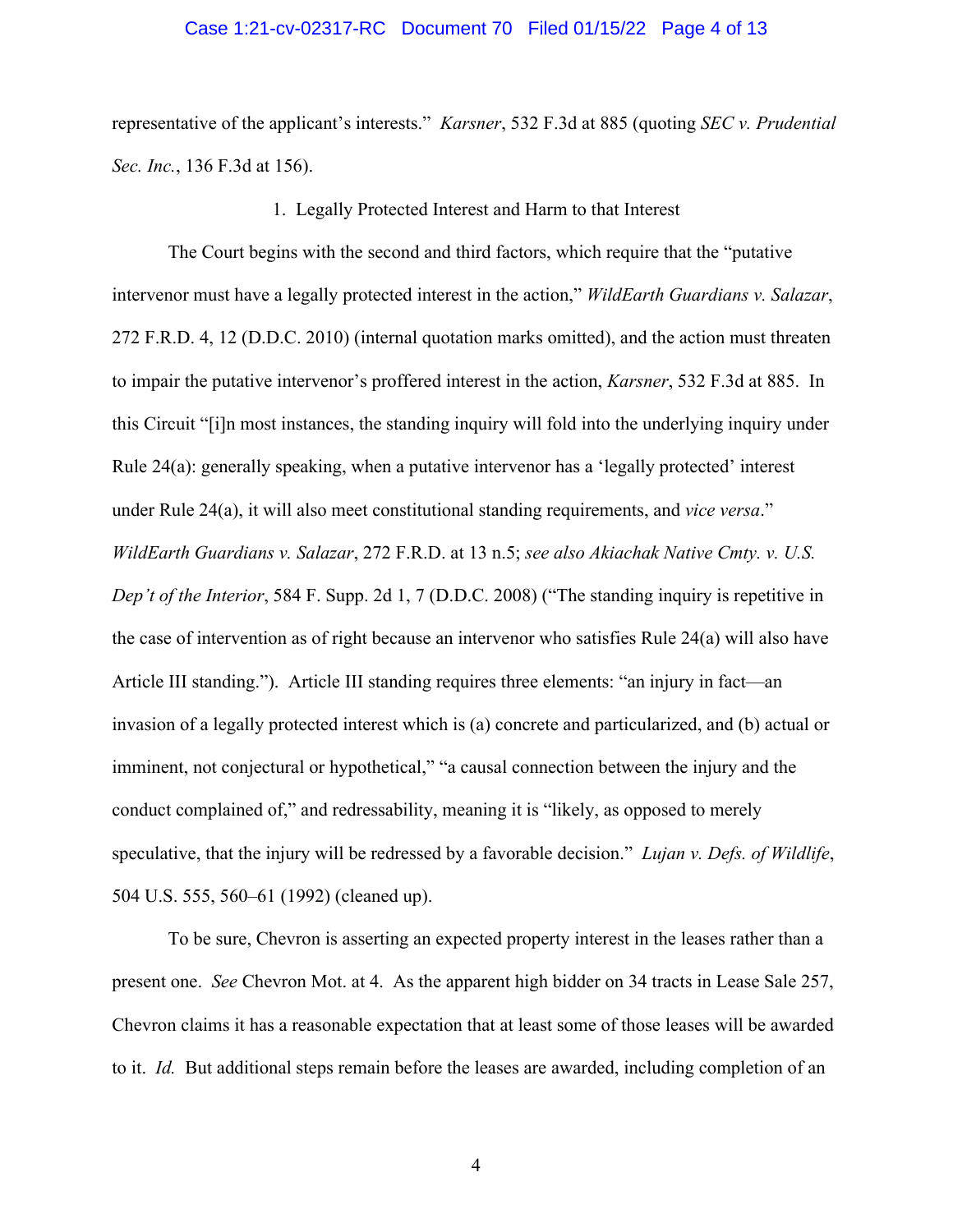representative of the applicant's interests." *Karsner*, 532 F.3d at 885 (quoting *SEC v. Prudential Sec. Inc.*, 136 F.3d at 156).

1. Legally Protected Interest and Harm to that Interest

The Court begins with the second and third factors, which require that the "putative intervenor must have a legally protected interest in the action," *WildEarth Guardians v. Salazar*, 272 F.R.D. 4, 12 (D.D.C. 2010) (internal quotation marks omitted), and the action must threaten to impair the putative intervenor's proffered interest in the action, *Karsner*, 532 F.3d at 885. In this Circuit "[i]n most instances, the standing inquiry will fold into the underlying inquiry under Rule 24(a): generally speaking, when a putative intervenor has a 'legally protected' interest under Rule 24(a), it will also meet constitutional standing requirements, and *vice versa*." *WildEarth Guardians v. Salazar*, 272 F.R.D. at 13 n.5; *see also Akiachak Native Cmty. v. U.S. Dep't of the Interior*, 584 F. Supp. 2d 1, 7 (D.D.C. 2008) ("The standing inquiry is repetitive in the case of intervention as of right because an intervenor who satisfies Rule 24(a) will also have Article III standing."). Article III standing requires three elements: "an injury in fact—an invasion of a legally protected interest which is (a) concrete and particularized, and (b) actual or imminent, not conjectural or hypothetical," "a causal connection between the injury and the conduct complained of," and redressability, meaning it is "likely, as opposed to merely speculative, that the injury will be redressed by a favorable decision." *Lujan v. Defs. of Wildlife*, 504 U.S. 555, 560–61 (1992) (cleaned up).

To be sure, Chevron is asserting an expected property interest in the leases rather than a present one. *See* Chevron Mot. at 4. As the apparent high bidder on 34 tracts in Lease Sale 257, Chevron claims it has a reasonable expectation that at least some of those leases will be awarded to it. *Id.* But additional steps remain before the leases are awarded, including completion of an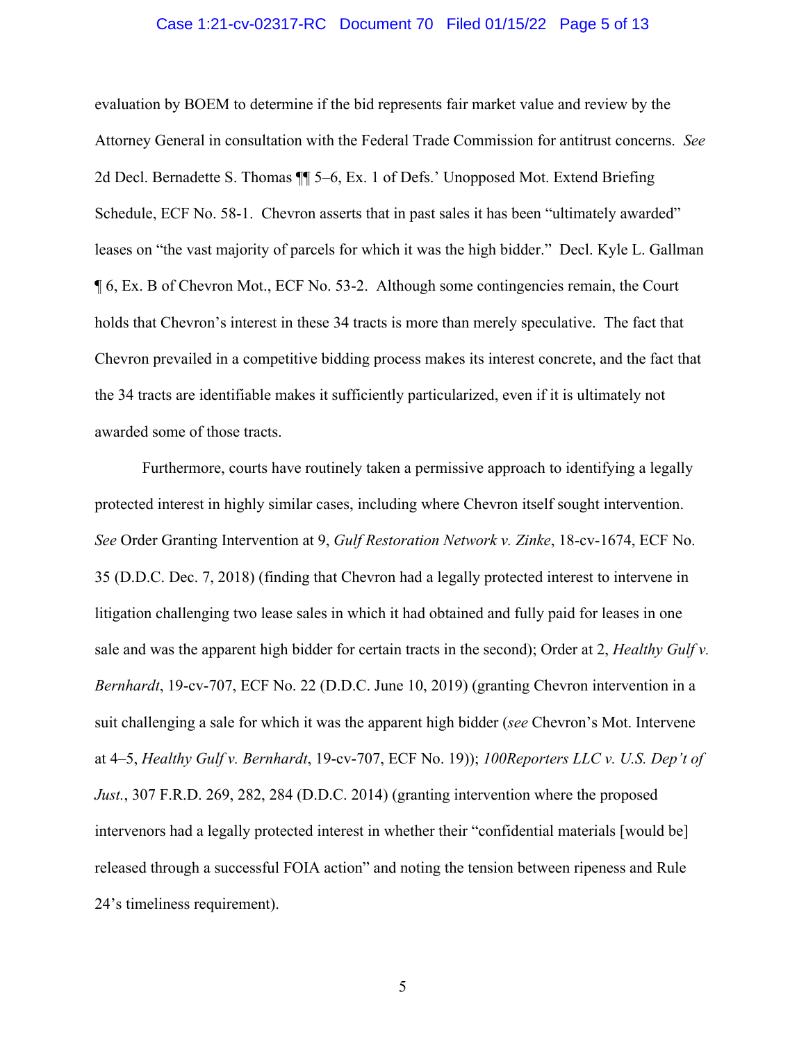evaluation by BOEM to determine if the bid represents fair market value and review by the Attorney General in consultation with the Federal Trade Commission for antitrust concerns. *See* 2d Decl. Bernadette S. Thomas ¶¶ 5–6, Ex. 1 of Defs.' Unopposed Mot. Extend Briefing Schedule, ECF No. 58-1. Chevron asserts that in past sales it has been "ultimately awarded" leases on "the vast majority of parcels for which it was the high bidder." Decl. Kyle L. Gallman ¶ 6, Ex. B of Chevron Mot., ECF No. 53-2. Although some contingencies remain, the Court holds that Chevron's interest in these 34 tracts is more than merely speculative. The fact that Chevron prevailed in a competitive bidding process makes its interest concrete, and the fact that the 34 tracts are identifiable makes it sufficiently particularized, even if it is ultimately not awarded some of those tracts.

Furthermore, courts have routinely taken a permissive approach to identifying a legally protected interest in highly similar cases, including where Chevron itself sought intervention. *See* Order Granting Intervention at 9, *Gulf Restoration Network v. Zinke*, 18-cv-1674, ECF No. 35 (D.D.C. Dec. 7, 2018) (finding that Chevron had a legally protected interest to intervene in litigation challenging two lease sales in which it had obtained and fully paid for leases in one sale and was the apparent high bidder for certain tracts in the second); Order at 2, *Healthy Gulf v. Bernhardt*, 19-cv-707, ECF No. 22 (D.D.C. June 10, 2019) (granting Chevron intervention in a suit challenging a sale for which it was the apparent high bidder (*see* Chevron's Mot. Intervene at 4–5, *Healthy Gulf v. Bernhardt*, 19-cv-707, ECF No. 19)); *100Reporters LLC v. U.S. Dep't of Just.*, 307 F.R.D. 269, 282, 284 (D.D.C. 2014) (granting intervention where the proposed intervenors had a legally protected interest in whether their "confidential materials [would be] released through a successful FOIA action" and noting the tension between ripeness and Rule 24's timeliness requirement).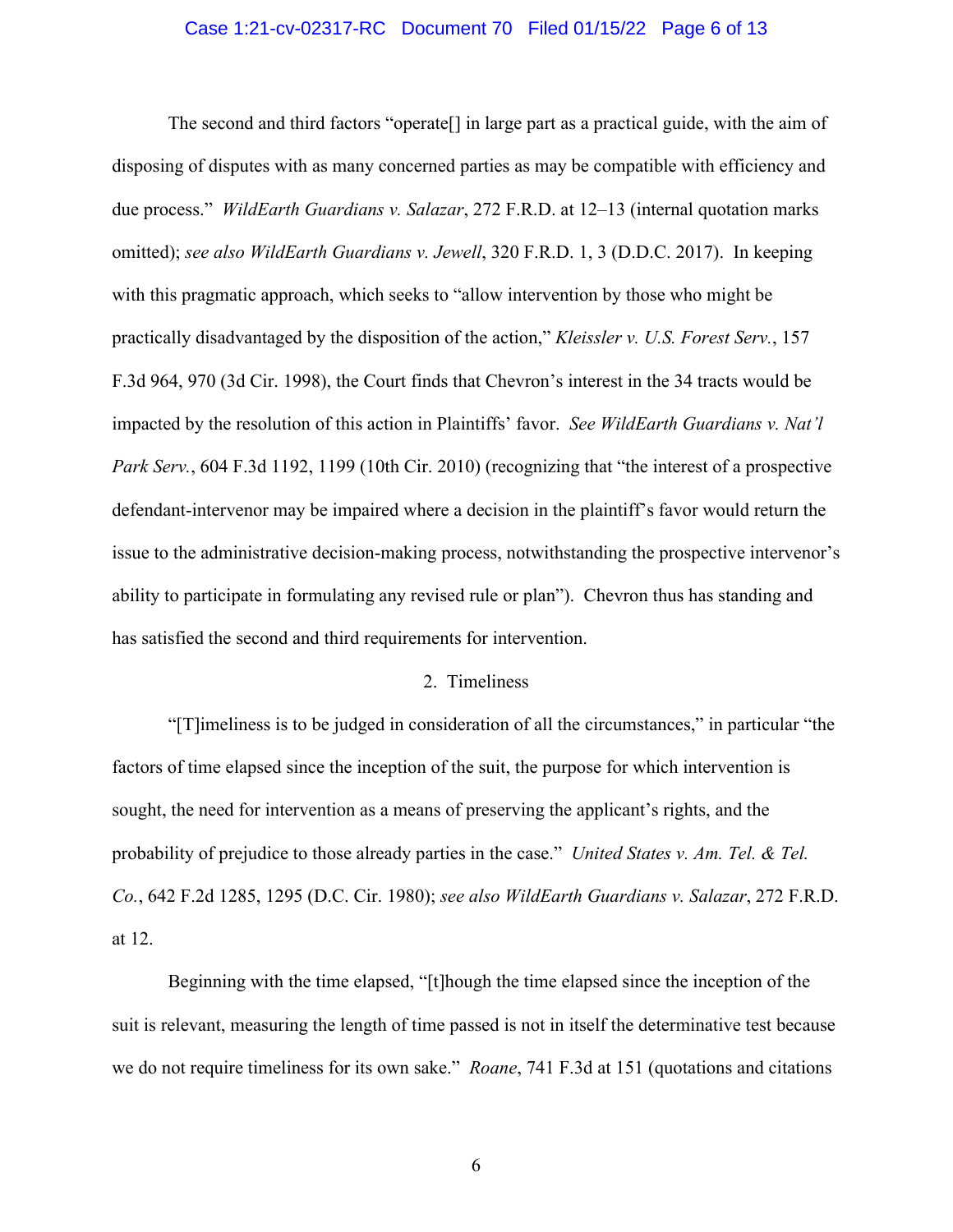The second and third factors "operate[] in large part as a practical guide, with the aim of disposing of disputes with as many concerned parties as may be compatible with efficiency and due process." *WildEarth Guardians v. Salazar*, 272 F.R.D. at 12–13 (internal quotation marks omitted); *see also WildEarth Guardians v. Jewell*, 320 F.R.D. 1, 3 (D.D.C. 2017). In keeping with this pragmatic approach, which seeks to "allow intervention by those who might be practically disadvantaged by the disposition of the action," *Kleissler v. U.S. Forest Serv.*, 157 F.3d 964, 970 (3d Cir. 1998), the Court finds that Chevron's interest in the 34 tracts would be impacted by the resolution of this action in Plaintiffs' favor. *See WildEarth Guardians v. Nat'l Park Serv.*, 604 F.3d 1192, 1199 (10th Cir. 2010) (recognizing that "the interest of a prospective defendant-intervenor may be impaired where a decision in the plaintiff's favor would return the issue to the administrative decision-making process, notwithstanding the prospective intervenor's ability to participate in formulating any revised rule or plan"). Chevron thus has standing and has satisfied the second and third requirements for intervention.

2. Timeliness

"[T]imeliness is to be judged in consideration of all the circumstances," in particular "the factors of time elapsed since the inception of the suit, the purpose for which intervention is sought, the need for intervention as a means of preserving the applicant's rights, and the probability of prejudice to those already parties in the case." *United States v. Am. Tel. & Tel. Co.*, 642 F.2d 1285, 1295 (D.C. Cir. 1980); *see also WildEarth Guardians v. Salazar*, 272 F.R.D. at 12.

Beginning with the time elapsed, "[t]hough the time elapsed since the inception of the suit is relevant, measuring the length of time passed is not in itself the determinative test because we do not require timeliness for its own sake." *Roane*, 741 F.3d at 151 (quotations and citations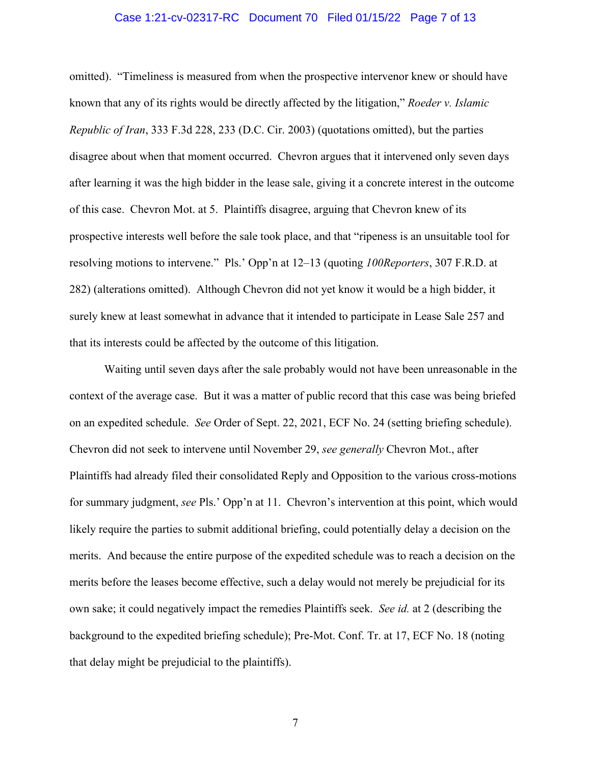omitted). "Timeliness is measured from when the prospective intervenor knew or should have known that any of its rights would be directly affected by the litigation," *Roeder v. Islamic Republic of Iran*, 333 F.3d 228, 233 (D.C. Cir. 2003) (quotations omitted), but the parties disagree about when that moment occurred. Chevron argues that it intervened only seven days after learning it was the high bidder in the lease sale, giving it a concrete interest in the outcome of this case. Chevron Mot. at 5. Plaintiffs disagree, arguing that Chevron knew of its prospective interests well before the sale took place, and that "ripeness is an unsuitable tool for resolving motions to intervene." Pls.' Opp'n at 12–13 (quoting *100Reporters*, 307 F.R.D. at 282) (alterations omitted). Although Chevron did not yet know it would be a high bidder, it surely knew at least somewhat in advance that it intended to participate in Lease Sale 257 and that its interests could be affected by the outcome of this litigation.

Waiting until seven days after the sale probably would not have been unreasonable in the context of the average case. But it was a matter of public record that this case was being briefed on an expedited schedule. *See* Order of Sept. 22, 2021, ECF No. 24 (setting briefing schedule). Chevron did not seek to intervene until November 29, *see generally* Chevron Mot., after Plaintiffs had already filed their consolidated Reply and Opposition to the various cross-motions for summary judgment, *see* Pls.' Opp'n at 11. Chevron's intervention at this point, which would likely require the parties to submit additional briefing, could potentially delay a decision on the merits. And because the entire purpose of the expedited schedule was to reach a decision on the merits before the leases become effective, such a delay would not merely be prejudicial for its own sake; it could negatively impact the remedies Plaintiffs seek. *See id.* at 2 (describing the background to the expedited briefing schedule); Pre-Mot. Conf. Tr. at 17, ECF No. 18 (noting that delay might be prejudicial to the plaintiffs).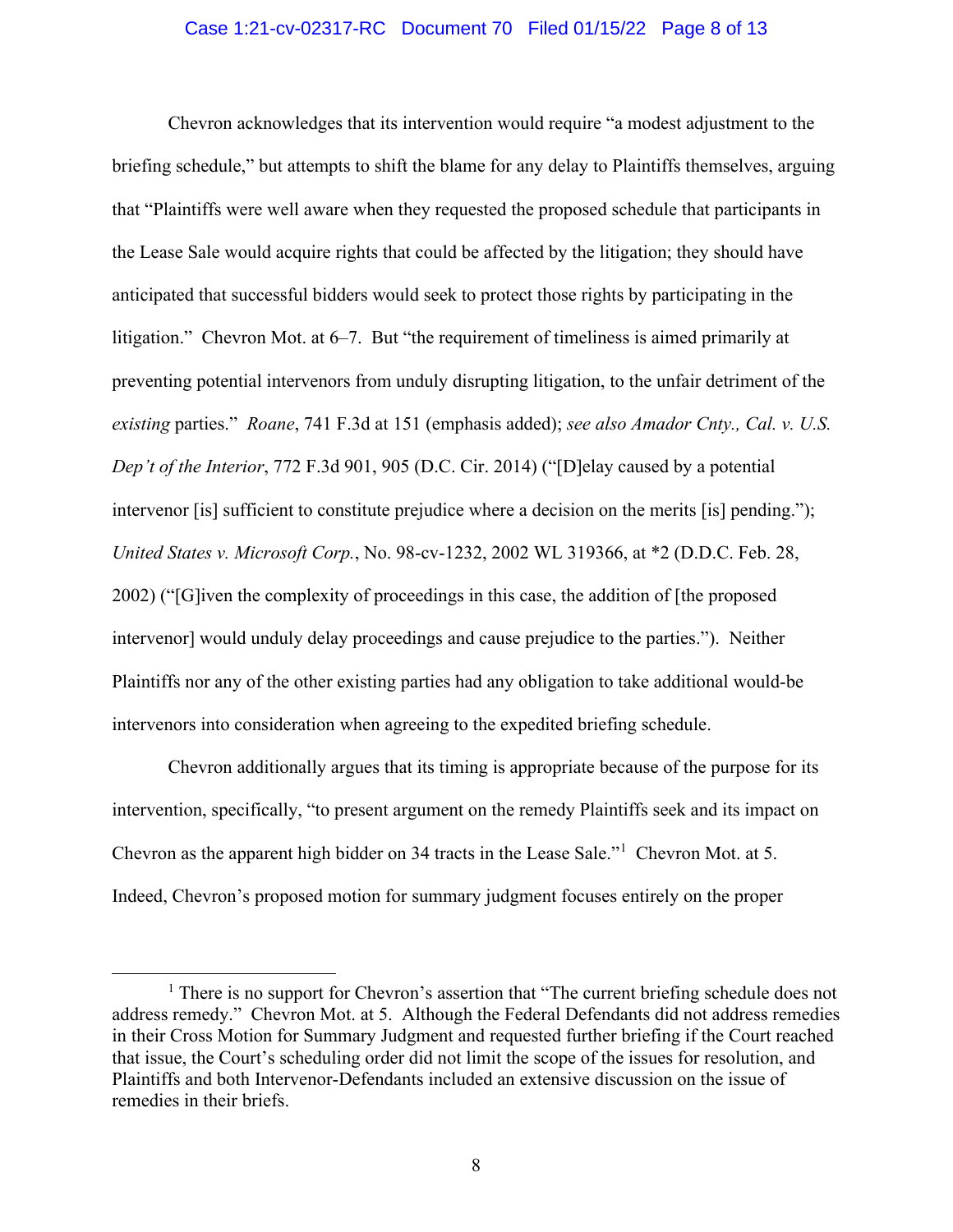Chevron acknowledges that its intervention would require "a modest adjustment to the briefing schedule," but attempts to shift the blame for any delay to Plaintiffs themselves, arguing that "Plaintiffs were well aware when they requested the proposed schedule that participants in the Lease Sale would acquire rights that could be affected by the litigation; they should have anticipated that successful bidders would seek to protect those rights by participating in the litigation." Chevron Mot. at 6–7. But "the requirement of timeliness is aimed primarily at preventing potential intervenors from unduly disrupting litigation, to the unfair detriment of the *existing* parties." *Roane*, 741 F.3d at 151 (emphasis added); *see also Amador Cnty., Cal. v. U.S. Dep't of the Interior*, 772 F.3d 901, 905 (D.C. Cir. 2014) ("[D]elay caused by a potential intervenor [is] sufficient to constitute prejudice where a decision on the merits [is] pending."); *United States v. Microsoft Corp.*, No. 98-cv-1232, 2002 WL 319366, at *2 (D.D.C. Feb. 28, 2002) ("[G]iven the complexity of proceedings in this case, the addition of [the proposed intervenor] would unduly delay proceedings and cause prejudice to the parties."). Neither Plaintiffs nor any of the other existing parties had any obligation to take additional would-be intervenors into consideration when agreeing to the expedited briefing schedule.

Chevron additionally argues that its timing is appropriate because of the purpose for its intervention, specifically, "to present argument on the remedy Plaintiffs seek and its impact on Chevron as the apparent high bidder on 34 tracts in the Lease Sale."[1] Chevron Mot. at 5. Indeed, Chevron's proposed motion for summary judgment focuses entirely on the proper

[1] There is no support for Chevron's assertion that "The current briefing schedule does not address remedy." Chevron Mot. at 5. Although the Federal Defendants did not address remedies in their Cross Motion for Summary Judgment and requested further briefing if the Court reached that issue, the Court's scheduling order did not limit the scope of the issues for resolution, and Plaintiffs and both Intervenor-Defendants included an extensive discussion on the issue of remedies in their briefs.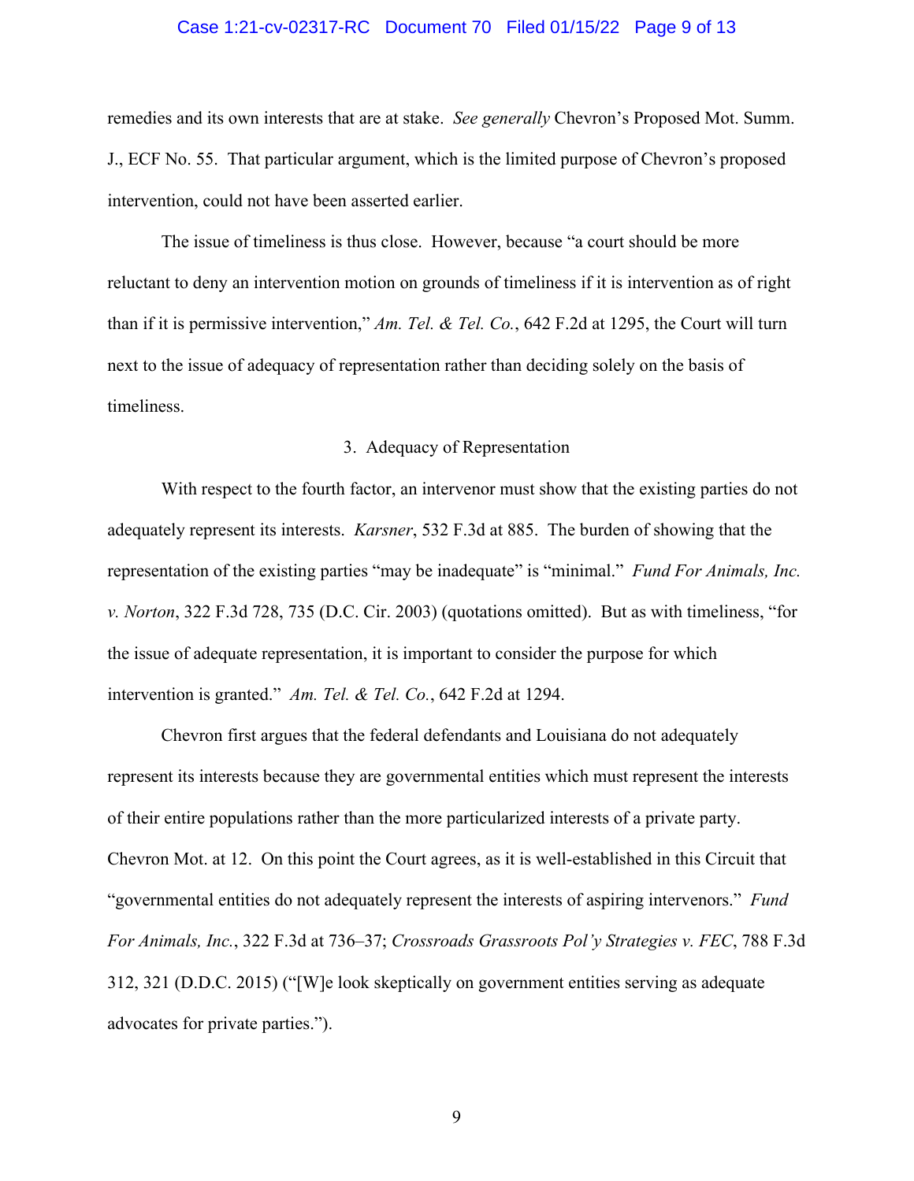remedies and its own interests that are at stake. *See generally* Chevron's Proposed Mot. Summ. J., ECF No. 55. That particular argument, which is the limited purpose of Chevron's proposed intervention, could not have been asserted earlier.

The issue of timeliness is thus close. However, because "a court should be more reluctant to deny an intervention motion on grounds of timeliness if it is intervention as of right than if it is permissive intervention," *Am. Tel. & Tel. Co.*, 642 F.2d at 1295, the Court will turn next to the issue of adequacy of representation rather than deciding solely on the basis of timeliness.

### 3. Adequacy of Representation

With respect to the fourth factor, an intervenor must show that the existing parties do not adequately represent its interests. *Karsner*, 532 F.3d at 885. The burden of showing that the representation of the existing parties "may be inadequate" is "minimal." *Fund For Animals, Inc. v. Norton*, 322 F.3d 728, 735 (D.C. Cir. 2003) (quotations omitted). But as with timeliness, "for the issue of adequate representation, it is important to consider the purpose for which intervention is granted." *Am. Tel. & Tel. Co.*, 642 F.2d at 1294.

Chevron first argues that the federal defendants and Louisiana do not adequately represent its interests because they are governmental entities which must represent the interests of their entire populations rather than the more particularized interests of a private party. Chevron Mot. at 12. On this point the Court agrees, as it is well-established in this Circuit that "governmental entities do not adequately represent the interests of aspiring intervenors." *Fund For Animals, Inc.*, 322 F.3d at 736–37; *Crossroads Grassroots Pol'y Strategies v. FEC*, 788 F.3d 312, 321 (D.D.C. 2015) ("[W]e look skeptically on government entities serving as adequate advocates for private parties.").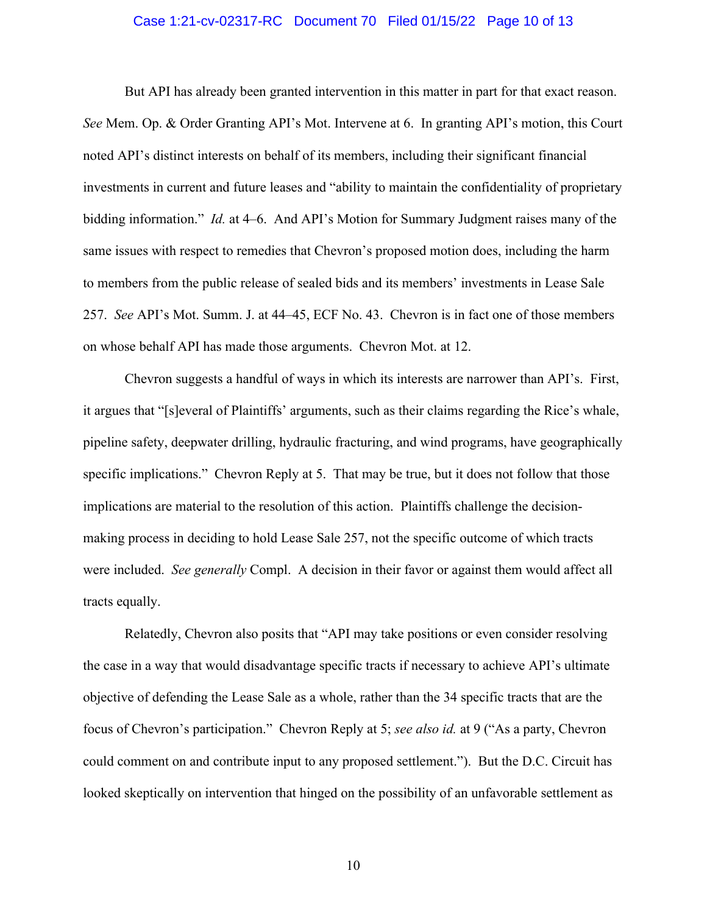But API has already been granted intervention in this matter in part for that exact reason. *See* Mem. Op. & Order Granting API's Mot. Intervene at 6. In granting API's motion, this Court noted API's distinct interests on behalf of its members, including their significant financial investments in current and future leases and "ability to maintain the confidentiality of proprietary bidding information." *Id.* at 4–6. And API's Motion for Summary Judgment raises many of the same issues with respect to remedies that Chevron's proposed motion does, including the harm to members from the public release of sealed bids and its members' investments in Lease Sale 257. *See* API's Mot. Summ. J. at 44–45, ECF No. 43. Chevron is in fact one of those members on whose behalf API has made those arguments. Chevron Mot. at 12.

Chevron suggests a handful of ways in which its interests are narrower than API's. First, it argues that "[s]everal of Plaintiffs' arguments, such as their claims regarding the Rice's whale, pipeline safety, deepwater drilling, hydraulic fracturing, and wind programs, have geographically specific implications." Chevron Reply at 5. That may be true, but it does not follow that those implications are material to the resolution of this action. Plaintiffs challenge the decision-making process in deciding to hold Lease Sale 257, not the specific outcome of which tracts were included. *See generally* Compl. A decision in their favor or against them would affect all tracts equally.

Relatedly, Chevron also posits that "API may take positions or even consider resolving the case in a way that would disadvantage specific tracts if necessary to achieve API's ultimate objective of defending the Lease Sale as a whole, rather than the 34 specific tracts that are the focus of Chevron's participation." Chevron Reply at 5; *see also id.* at 9 ("As a party, Chevron could comment on and contribute input to any proposed settlement."). But the D.C. Circuit has looked skeptically on intervention that hinged on the possibility of an unfavorable settlement as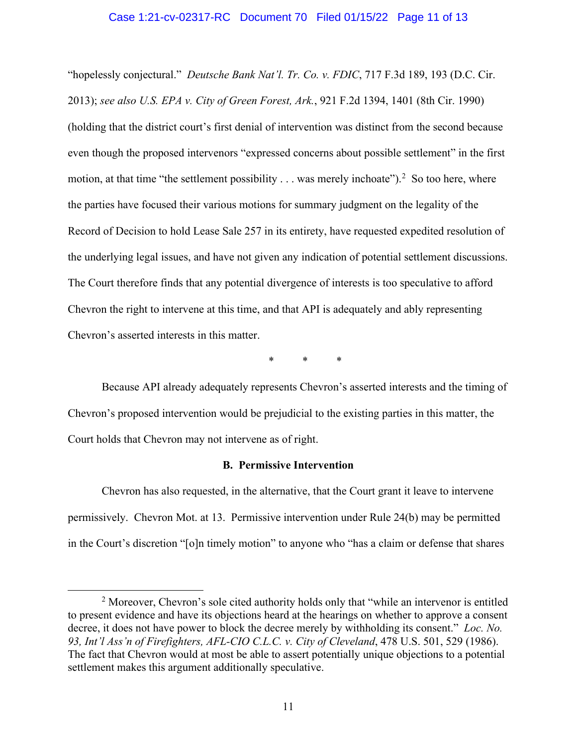"hopelessly conjectural." *Deutsche Bank Nat'l. Tr. Co. v. FDIC*, 717 F.3d 189, 193 (D.C. Cir. 2013); *see also U.S. EPA v. City of Green Forest, Ark.*, 921 F.2d 1394, 1401 (8th Cir. 1990) (holding that the district court's first denial of intervention was distinct from the second because even though the proposed intervenors "expressed concerns about possible settlement" in the first motion, at that time "the settlement possibility . . . was merely inchoate").[2] So too here, where the parties have focused their various motions for summary judgment on the legality of the Record of Decision to hold Lease Sale 257 in its entirety, have requested expedited resolution of the underlying legal issues, and have not given any indication of potential settlement discussions. The Court therefore finds that any potential divergence of interests is too speculative to afford Chevron the right to intervene at this time, and that API is adequately and ably representing Chevron's asserted interests in this matter.

\* \* \*

Because API already adequately represents Chevron's asserted interests and the timing of Chevron's proposed intervention would be prejudicial to the existing parties in this matter, the Court holds that Chevron may not intervene as of right.

### B. Permissive Intervention

Chevron has also requested, in the alternative, that the Court grant it leave to intervene permissively. Chevron Mot. at 13. Permissive intervention under Rule 24(b) may be permitted in the Court's discretion "[o]n timely motion" to anyone who "has a claim or defense that shares

---

[2] Moreover, Chevron's sole cited authority holds only that "while an intervenor is entitled to present evidence and have its objections heard at the hearings on whether to approve a consent decree, it does not have power to block the decree merely by withholding its consent." *Loc. No. 93, Int'l Ass'n of Firefighters, AFL-CIO C.L.C. v. City of Cleveland*, 478 U.S. 501, 529 (1986). The fact that Chevron would at most be able to assert potentially unique objections to a potential settlement makes this argument additionally speculative.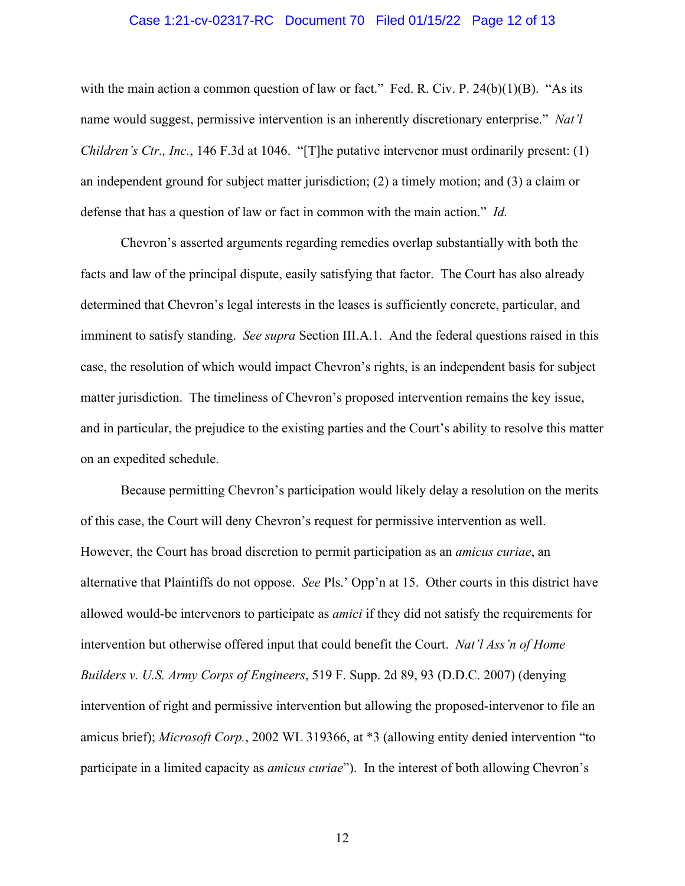with the main action a common question of law or fact." Fed. R. Civ. P. 24(b)(1)(B). "As its name would suggest, permissive intervention is an inherently discretionary enterprise." *Nat'l Children's Ctr., Inc.*, 146 F.3d at 1046. "[T]he putative intervenor must ordinarily present: (1) an independent ground for subject matter jurisdiction; (2) a timely motion; and (3) a claim or defense that has a question of law or fact in common with the main action." *Id.*

Chevron's asserted arguments regarding remedies overlap substantially with both the facts and law of the principal dispute, easily satisfying that factor. The Court has also already determined that Chevron's legal interests in the leases is sufficiently concrete, particular, and imminent to satisfy standing. *See supra* Section III.A.1. And the federal questions raised in this case, the resolution of which would impact Chevron's rights, is an independent basis for subject matter jurisdiction. The timeliness of Chevron's proposed intervention remains the key issue, and in particular, the prejudice to the existing parties and the Court's ability to resolve this matter on an expedited schedule.

Because permitting Chevron's participation would likely delay a resolution on the merits of this case, the Court will deny Chevron's request for permissive intervention as well. However, the Court has broad discretion to permit participation as an *amicus curiae*, an alternative that Plaintiffs do not oppose. *See* Pls.' Opp'n at 15. Other courts in this district have allowed would-be intervenors to participate as *amici* if they did not satisfy the requirements for intervention but otherwise offered input that could benefit the Court. *Nat'l Ass'n of Home Builders v. U.S. Army Corps of Engineers*, 519 F. Supp. 2d 89, 93 (D.D.C. 2007) (denying intervention of right and permissive intervention but allowing the proposed-intervenor to file an amicus brief); *Microsoft Corp.*, 2002 WL 319366, at *3 (allowing entity denied intervention "to participate in a limited capacity as *amicus curiae*"). In the interest of both allowing Chevron's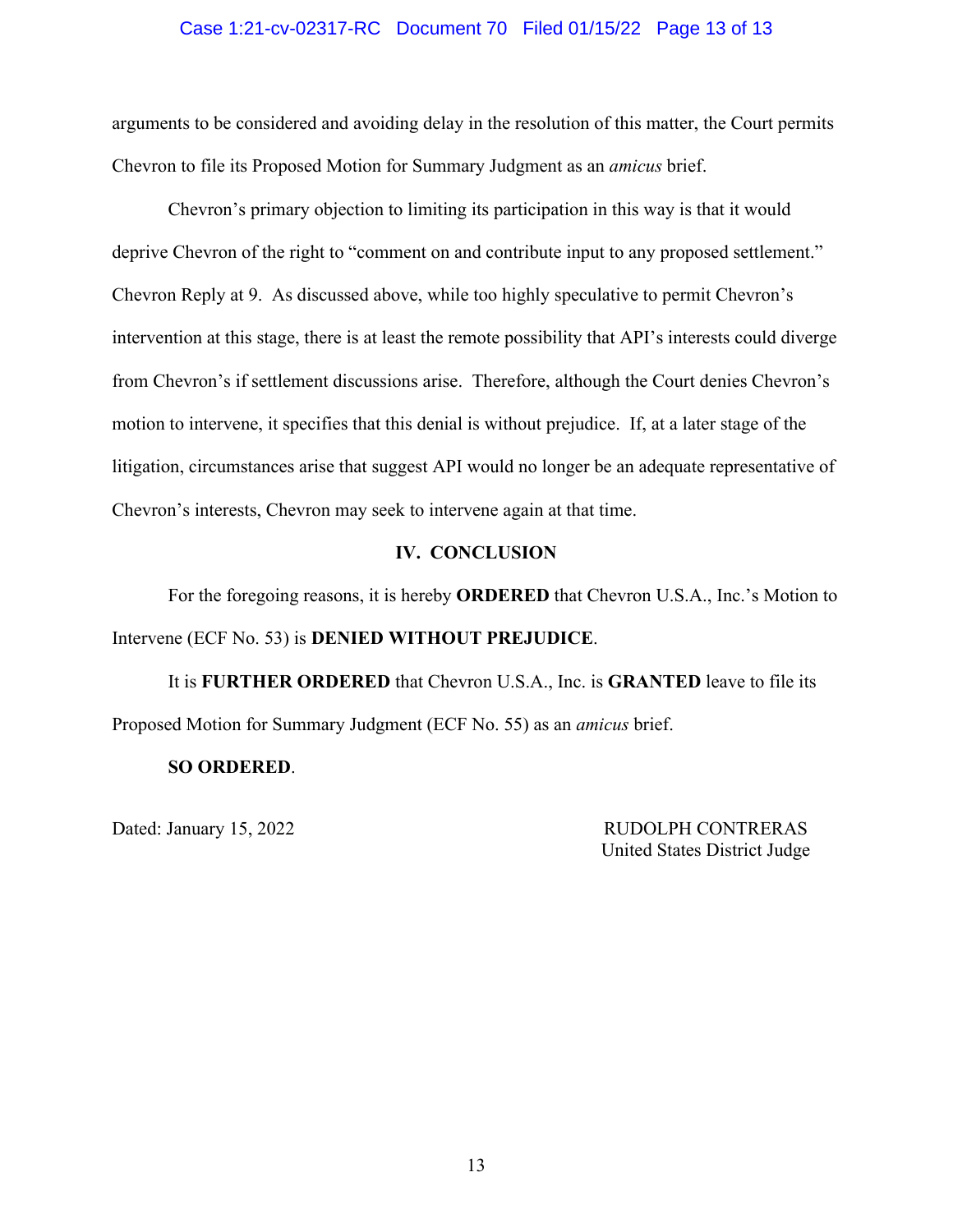arguments to be considered and avoiding delay in the resolution of this matter, the Court permits Chevron to file its Proposed Motion for Summary Judgment as an *amicus* brief.

Chevron's primary objection to limiting its participation in this way is that it would deprive Chevron of the right to "comment on and contribute input to any proposed settlement." Chevron Reply at 9. As discussed above, while too highly speculative to permit Chevron's intervention at this stage, there is at least the remote possibility that API's interests could diverge from Chevron's if settlement discussions arise. Therefore, although the Court denies Chevron's motion to intervene, it specifies that this denial is without prejudice. If, at a later stage of the litigation, circumstances arise that suggest API would no longer be an adequate representative of Chevron's interests, Chevron may seek to intervene again at that time.

## IV. CONCLUSION

For the foregoing reasons, it is hereby **ORDERED** that Chevron U.S.A., Inc.'s Motion to Intervene (ECF No. 53) is **DENIED WITHOUT PREJUDICE**.

It is **FURTHER ORDERED** that Chevron U.S.A., Inc. is **GRANTED** leave to file its Proposed Motion for Summary Judgment (ECF No. 55) as an *amicus* brief.

**SO ORDERED**.

Dated: January 15, 2022

RUDOLPH CONTRERAS
United States District Judge